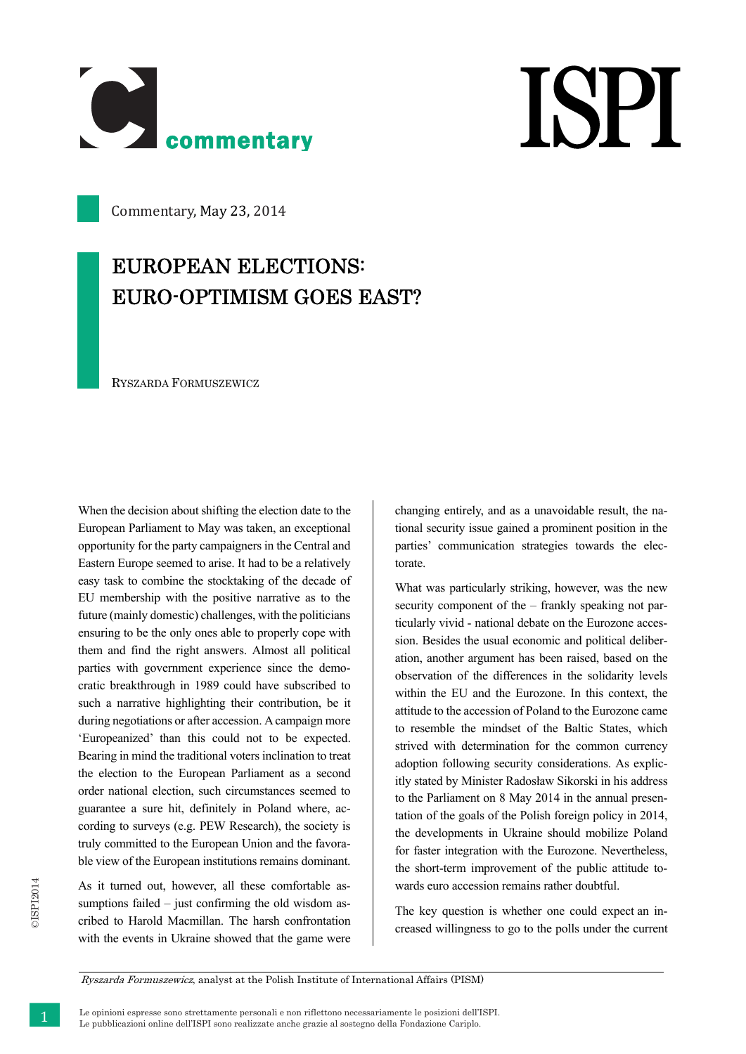Commentary, May 23, 2014

# EUROPEAN ELECTIONS: EURO-OPTIMISM GOES EAST?

RYSZARDA FORMUSZEWICZ

When the decision about shifting the election date to the European Parliament to May was taken, an exceptional opportunity for the party campaigners in the Central and Eastern Europe seemed to arise. It had to be a relatively easy task to combine the stocktaking of the decade of EU membership with the positive narrative as to the future (mainly domestic) challenges, with the politicians ensuring to be the only ones able to properly cope with them and find the right answers. Almost all political parties with government experience since the democratic breakthrough in 1989 could have subscribed to such a narrative highlighting their contribution, be it during negotiations or after accession. A campaign more 'Europeanized' than this could not to be expected. Bearing in mind the traditional voters inclination to treat the election to the European Parliament as a second order national election, such circumstances seemed to guarantee a sure hit, definitely in Poland where, according to surveys (e.g. PEW Research), the society is truly committed to the European Union and the favorable view of the European institutions remains dominant.

As it turned out, however, all these comfortable assumptions failed – just confirming the old wisdom ascribed to Harold Macmillan. The harsh confrontation with the events in Ukraine showed that the game were changing entirely, and as a unavoidable result, the national security issue gained a prominent position in the parties' communication strategies towards the electorate.

What was particularly striking, however, was the new security component of the – frankly speaking not particularly vivid - national debate on the Eurozone accession. Besides the usual economic and political deliberation, another argument has been raised, based on the observation of the differences in the solidarity levels within the EU and the Eurozone. In this context, the attitude to the accession of Poland to the Eurozone came to resemble the mindset of the Baltic States, which strived with determination for the common currency adoption following security considerations. As explicitly stated by Minister Radosław Sikorski in his address to the Parliament on 8 May 2014 in the annual presentation of the goals of the Polish foreign policy in 2014, the developments in Ukraine should mobilize Poland for faster integration with the Eurozone. Nevertheless, the short-term improvement of the public attitude towards euro accession remains rather doubtful.

The key question is whether one could expect an increased willingness to go to the polls under the current

*Ryszarda Formuszewicz*, analyst at the Polish Institute of International Affairs (PISM)

Le opinioni espresse sono strettamente personali e non riflettono necessariamente le posizioni dell'ISPI.
Le pubblicazioni online dell'ISPI sono realizzate anche grazie al sostegno della Fondazione Cariplo.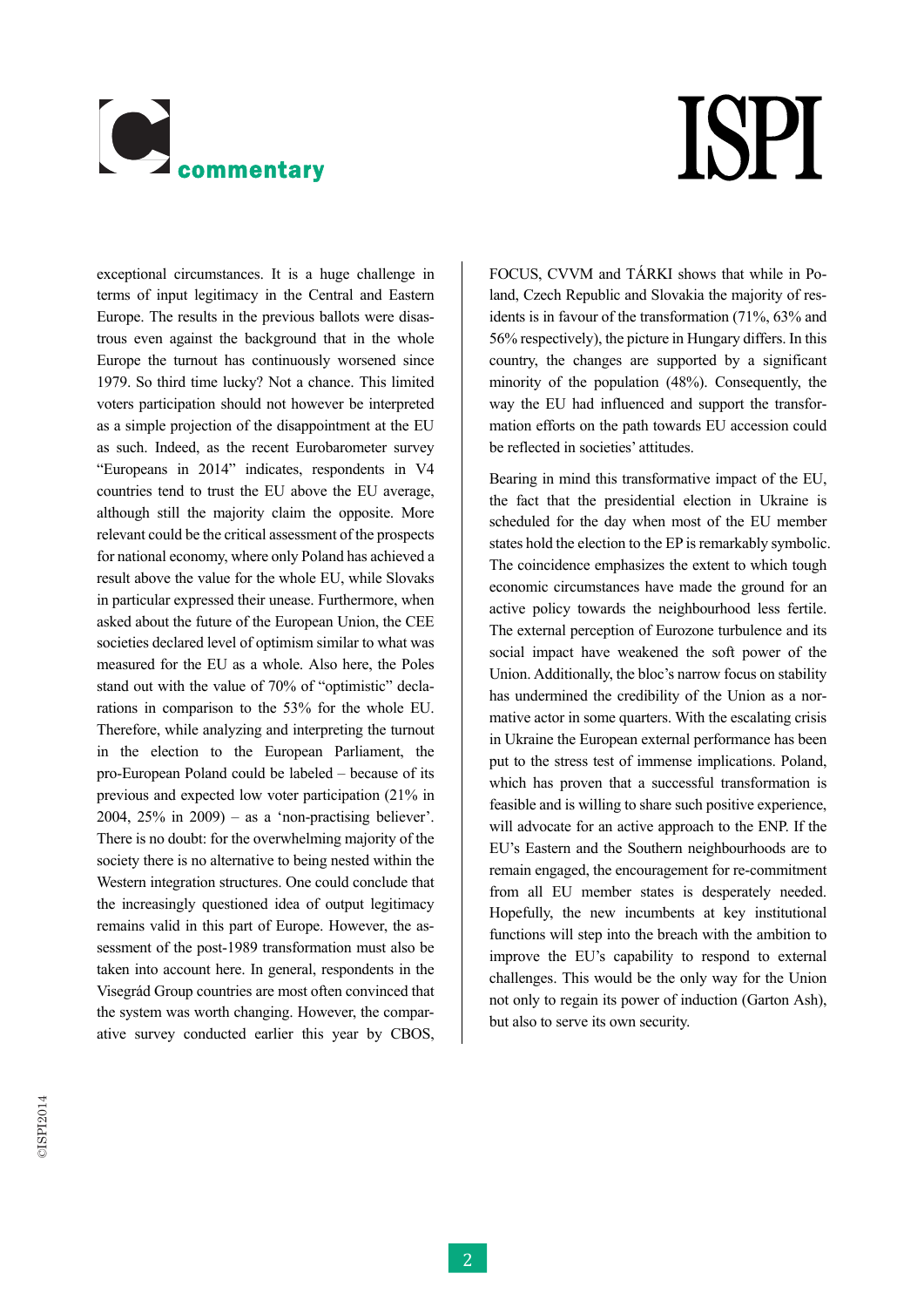exceptional circumstances. It is a huge challenge in terms of input legitimacy in the Central and Eastern Europe. The results in the previous ballots were disastrous even against the background that in the whole Europe the turnout has continuously worsened since 1979. So third time lucky? Not a chance. This limited voters participation should not however be interpreted as a simple projection of the disappointment at the EU as such. Indeed, as the recent Eurobarometer survey "Europeans in 2014" indicates, respondents in V4 countries tend to trust the EU above the EU average, although still the majority claim the opposite. More relevant could be the critical assessment of the prospects for national economy, where only Poland has achieved a result above the value for the whole EU, while Slovaks in particular expressed their unease. Furthermore, when asked about the future of the European Union, the CEE societies declared level of optimism similar to what was measured for the EU as a whole. Also here, the Poles stand out with the value of 70% of "optimistic" declarations in comparison to the 53% for the whole EU. Therefore, while analyzing and interpreting the turnout in the election to the European Parliament, the pro-European Poland could be labeled – because of its previous and expected low voter participation (21% in 2004, 25% in 2009) – as a 'non-practising believer'. There is no doubt: for the overwhelming majority of the society there is no alternative to being nested within the Western integration structures. One could conclude that the increasingly questioned idea of output legitimacy remains valid in this part of Europe. However, the assessment of the post-1989 transformation must also be taken into account here. In general, respondents in the Visegrád Group countries are most often convinced that the system was worth changing. However, the comparative survey conducted earlier this year by CBOS, FOCUS, CVVM and TÁRKI shows that while in Poland, Czech Republic and Slovakia the majority of residents is in favour of the transformation (71%, 63% and 56% respectively), the picture in Hungary differs. In this country, the changes are supported by a significant minority of the population (48%). Consequently, the way the EU had influenced and support the transformation efforts on the path towards EU accession could be reflected in societies' attitudes.

Bearing in mind this transformative impact of the EU, the fact that the presidential election in Ukraine is scheduled for the day when most of the EU member states hold the election to the EP is remarkably symbolic. The coincidence emphasizes the extent to which tough economic circumstances have made the ground for an active policy towards the neighbourhood less fertile. The external perception of Eurozone turbulence and its social impact have weakened the soft power of the Union. Additionally, the bloc's narrow focus on stability has undermined the credibility of the Union as a normative actor in some quarters. With the escalating crisis in Ukraine the European external performance has been put to the stress test of immense implications. Poland, which has proven that a successful transformation is feasible and is willing to share such positive experience, will advocate for an active approach to the ENP. If the EU's Eastern and the Southern neighbourhoods are to remain engaged, the encouragement for re-commitment from all EU member states is desperately needed. Hopefully, the new incumbents at key institutional functions will step into the breach with the ambition to improve the EU's capability to respond to external challenges. This would be the only way for the Union not only to regain its power of induction (Garton Ash), but also to serve its own security.